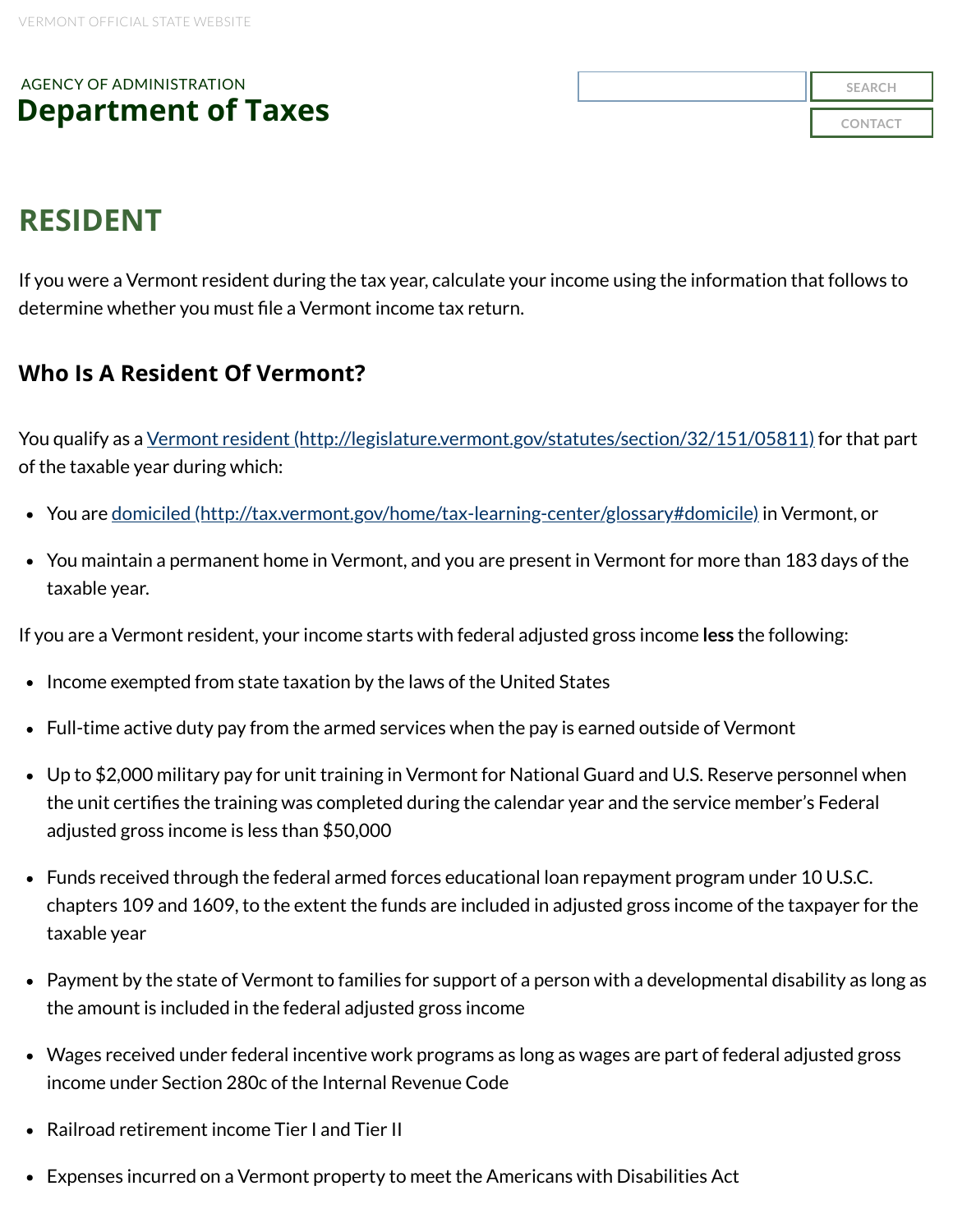VERMONT OFFICIAL STATE WEBSITE

AGENCY OF ADMINISTRATION

# Department of Taxes

## RESIDENT

If you were a Vermont resident during the tax year, calculate your income using the information that follows to determine whether you must file a Vermont income tax return.

### Who Is A Resident Of Vermont?

You qualify as a [Vermont resident (http://legislature.vermont.gov/statutes/section/32/151/05811)](http://legislature.vermont.gov/statutes/section/32/151/05811) for that part of the taxable year during which:

- You are [domiciled (http://tax.vermont.gov/home/tax-learning-center/glossary#domicile)](http://tax.vermont.gov/home/tax-learning-center/glossary#domicile) in Vermont, or
- You maintain a permanent home in Vermont, and you are present in Vermont for more than 183 days of the taxable year.

If you are a Vermont resident, your income starts with federal adjusted gross income **less** the following:

- Income exempted from state taxation by the laws of the United States
- Full-time active duty pay from the armed services when the pay is earned outside of Vermont
- Up to $2,000 military pay for unit training in Vermont for National Guard and U.S. Reserve personnel when the unit certifies the training was completed during the calendar year and the service member's Federal adjusted gross income is less than $50,000
- Funds received through the federal armed forces educational loan repayment program under 10 U.S.C. chapters 109 and 1609, to the extent the funds are included in adjusted gross income of the taxpayer for the taxable year
- Payment by the state of Vermont to families for support of a person with a developmental disability as long as the amount is included in the federal adjusted gross income
- Wages received under federal incentive work programs as long as wages are part of federal adjusted gross income under Section 280c of the Internal Revenue Code
- Railroad retirement income Tier I and Tier II
- Expenses incurred on a Vermont property to meet the Americans with Disabilities Act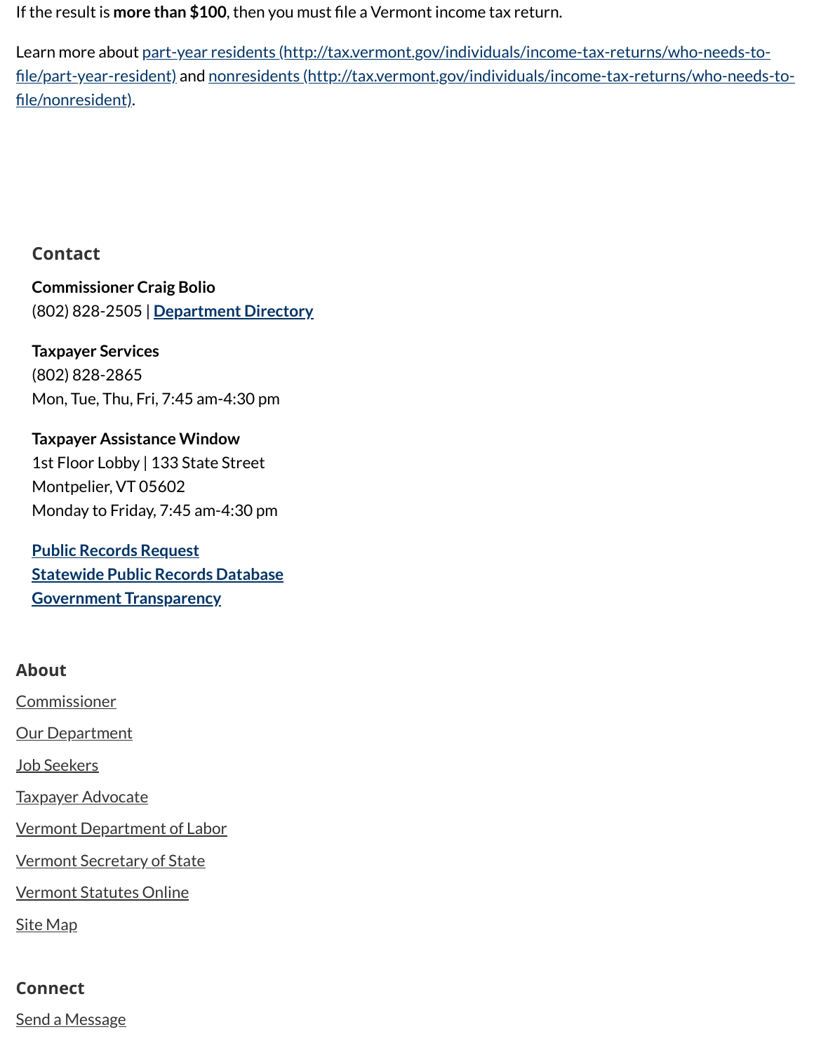If the result is **more than $100**, then you must file a Vermont income tax return.

Learn more about [part-year residents (http://tax.vermont.gov/individuals/income-tax-returns/who-needs-to-file/part-year-resident)](http://tax.vermont.gov/individuals/income-tax-returns/who-needs-to-file/part-year-resident) and [nonresidents (http://tax.vermont.gov/individuals/income-tax-returns/who-needs-to-file/nonresident)](http://tax.vermont.gov/individuals/income-tax-returns/who-needs-to-file/nonresident).

## Contact

**Commissioner Craig Bolio**
(802) 828-2505 | **Department Directory**

**Taxpayer Services**
(802) 828-2865
Mon, Tue, Thu, Fri, 7:45 am-4:30 pm

**Taxpayer Assistance Window**
1st Floor Lobby | 133 State Street
Montpelier, VT 05602
Monday to Friday, 7:45 am-4:30 pm

**Public Records Request**
**Statewide Public Records Database**
**Government Transparency**

## About

Commissioner

Our Department

Job Seekers

Taxpayer Advocate

Vermont Department of Labor

Vermont Secretary of State

Vermont Statutes Online

Site Map

## Connect

Send a Message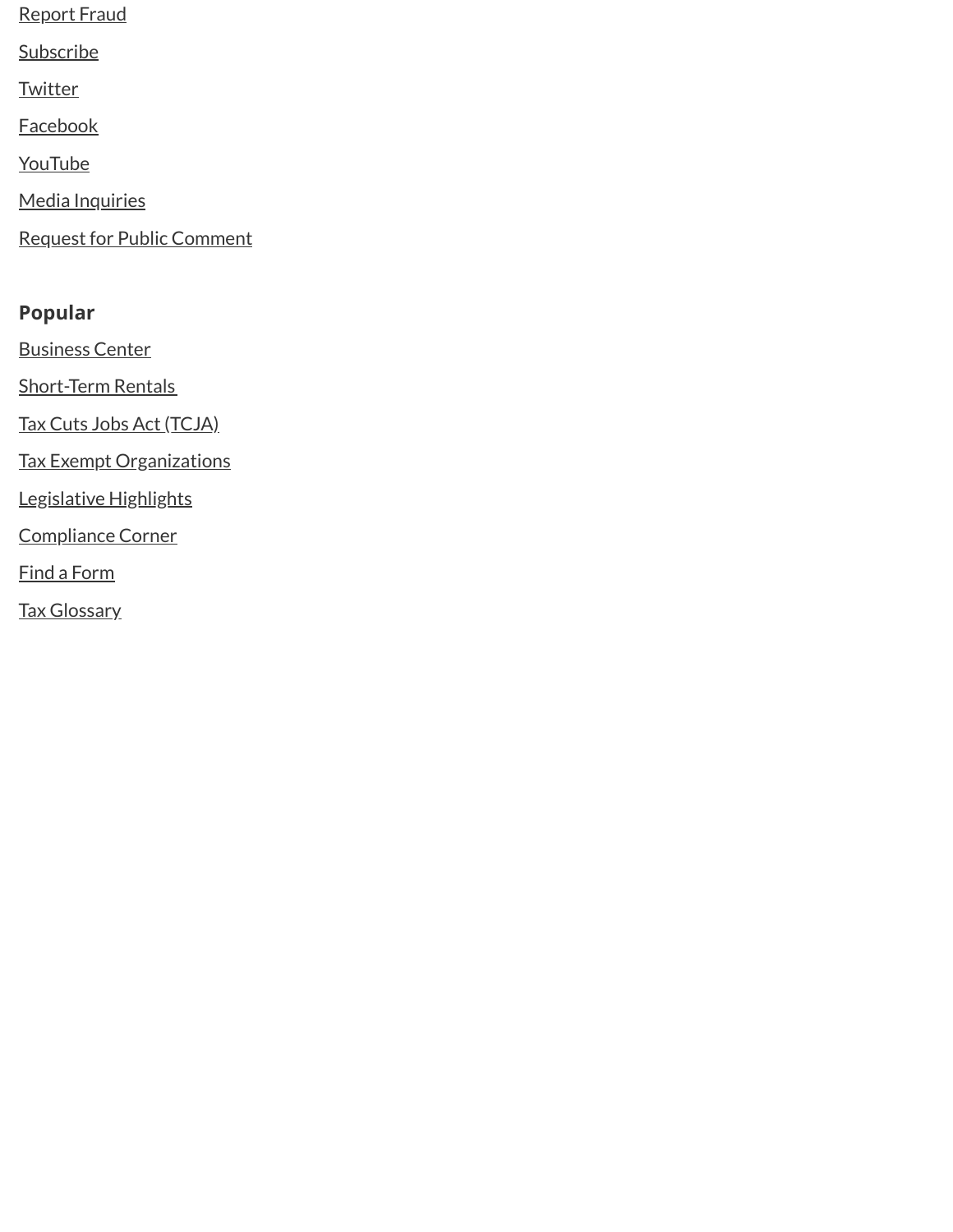Report Fraud

Subscribe

Twitter

Facebook

YouTube

Media Inquiries

Request for Public Comment

## Popular

Business Center

Short-Term Rentals

Tax Cuts Jobs Act (TCJA)

Tax Exempt Organizations

Legislative Highlights

Compliance Corner

Find a Form

Tax Glossary